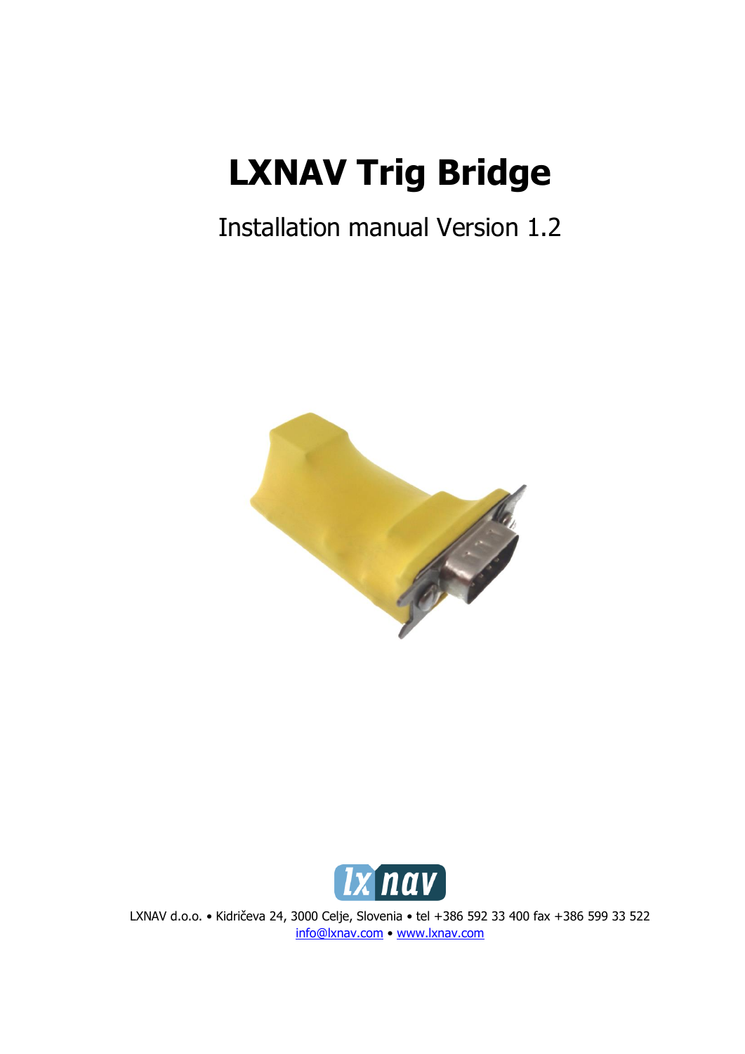# LXNAV Trig Bridge

Installation manual Version 1.2

LXNAV d.o.o. • Kidričeva 24, 3000 Celje, Slovenia • tel +386 592 33 400 fax +386 599 33 522
info@lxnav.com • www.lxnav.com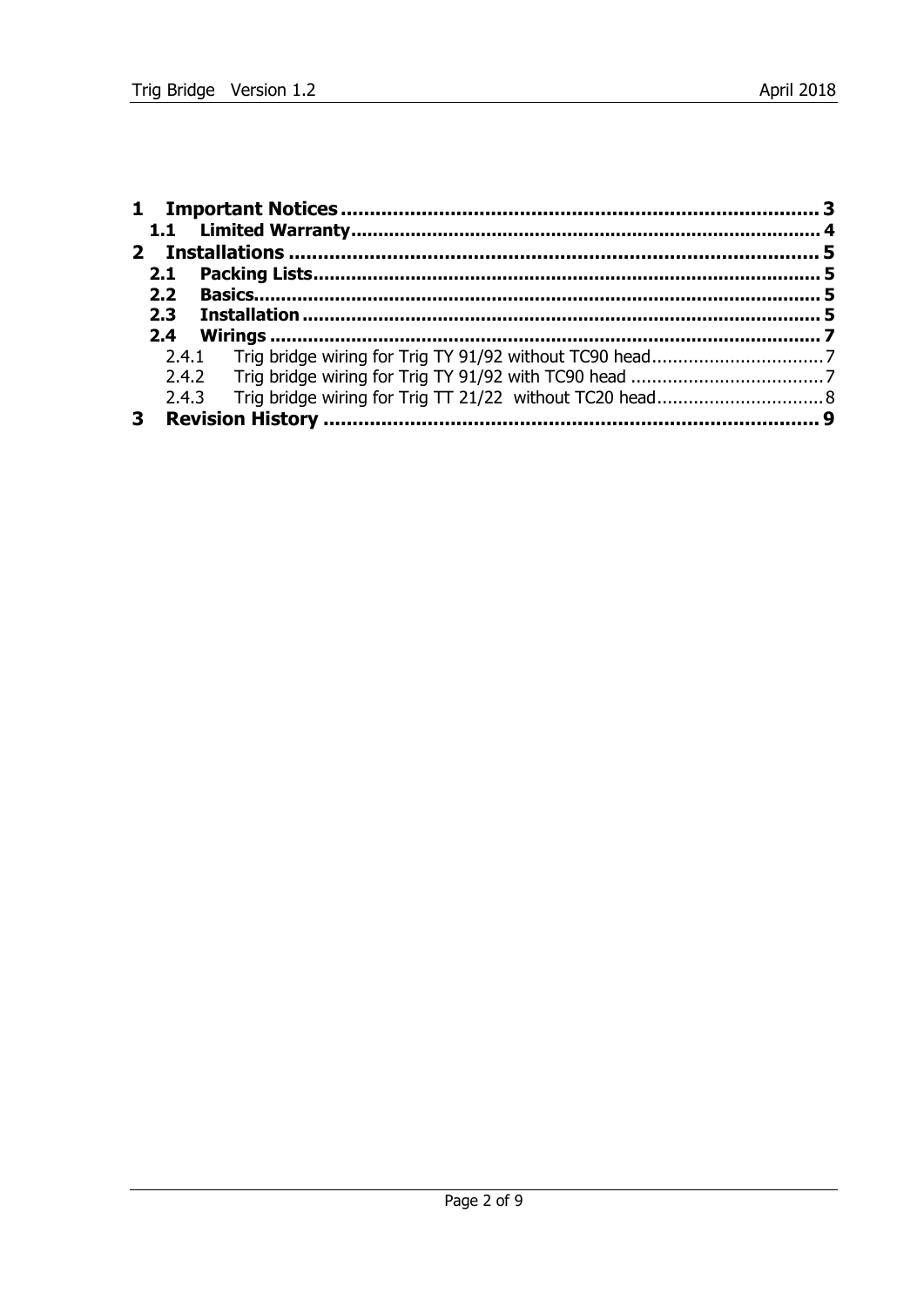1 **Important Notices** .......................................................................... 3
 1.1 **Limited Warranty** ........................................................................ 4
2 **Installations** ................................................................................... 5
 2.1 **Packing Lists** ................................................................................ 5
 2.2 **Basics** ........................................................................................... 5
 2.3 **Installation** .................................................................................... 5
 2.4 **Wirings** ......................................................................................... 7
  2.4.1 Trig bridge wiring for Trig TY 91/92 without TC90 head ................................. 7
  2.4.2 Trig bridge wiring for Trig TY 91/92 with TC90 head ..................................... 7
  2.4.3 Trig bridge wiring for Trig TT 21/22 without TC20 head ................................ 8
3 **Revision History** .............................................................................. 9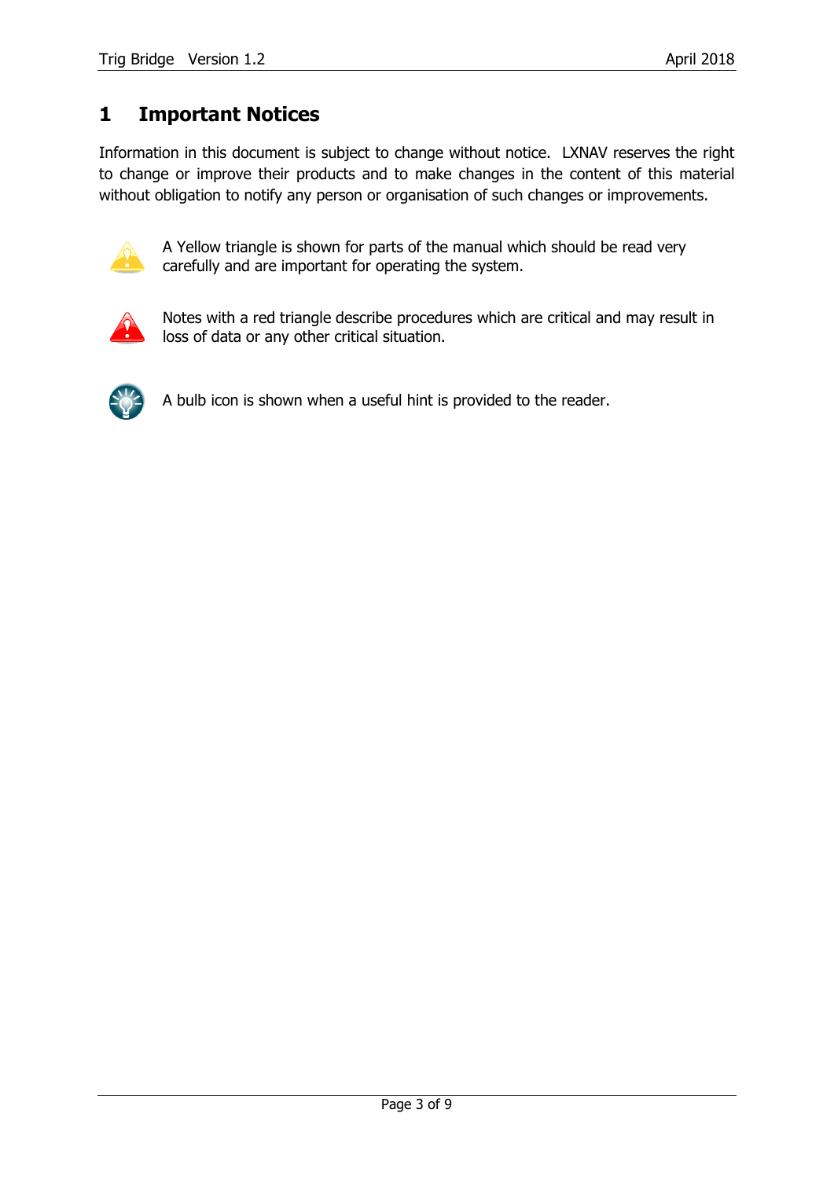# 1 Important Notices

Information in this document is subject to change without notice. LXNAV reserves the right to change or improve their products and to make changes in the content of this material without obligation to notify any person or organisation of such changes or improvements.

A Yellow triangle is shown for parts of the manual which should be read very carefully and are important for operating the system.

Notes with a red triangle describe procedures which are critical and may result in loss of data or any other critical situation.

A bulb icon is shown when a useful hint is provided to the reader.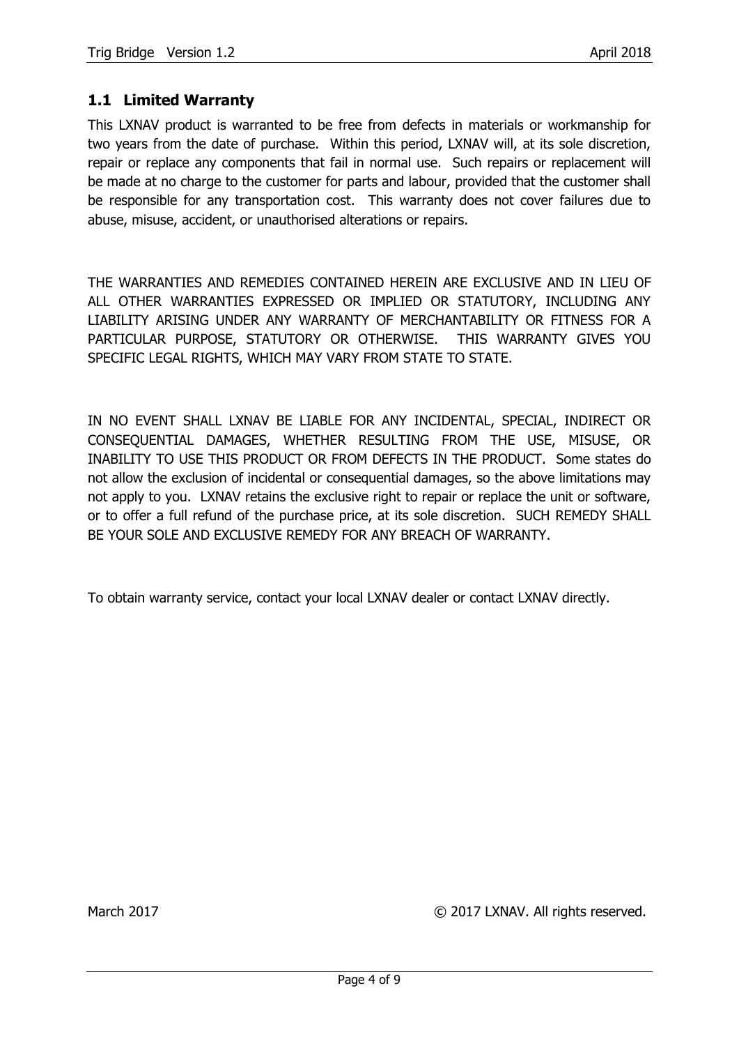## 1.1 Limited Warranty

This LXNAV product is warranted to be free from defects in materials or workmanship for two years from the date of purchase. Within this period, LXNAV will, at its sole discretion, repair or replace any components that fail in normal use. Such repairs or replacement will be made at no charge to the customer for parts and labour, provided that the customer shall be responsible for any transportation cost. This warranty does not cover failures due to abuse, misuse, accident, or unauthorised alterations or repairs.

THE WARRANTIES AND REMEDIES CONTAINED HEREIN ARE EXCLUSIVE AND IN LIEU OF ALL OTHER WARRANTIES EXPRESSED OR IMPLIED OR STATUTORY, INCLUDING ANY LIABILITY ARISING UNDER ANY WARRANTY OF MERCHANTABILITY OR FITNESS FOR A PARTICULAR PURPOSE, STATUTORY OR OTHERWISE. THIS WARRANTY GIVES YOU SPECIFIC LEGAL RIGHTS, WHICH MAY VARY FROM STATE TO STATE.

IN NO EVENT SHALL LXNAV BE LIABLE FOR ANY INCIDENTAL, SPECIAL, INDIRECT OR CONSEQUENTIAL DAMAGES, WHETHER RESULTING FROM THE USE, MISUSE, OR INABILITY TO USE THIS PRODUCT OR FROM DEFECTS IN THE PRODUCT. Some states do not allow the exclusion of incidental or consequential damages, so the above limitations may not apply to you. LXNAV retains the exclusive right to repair or replace the unit or software, or to offer a full refund of the purchase price, at its sole discretion. SUCH REMEDY SHALL BE YOUR SOLE AND EXCLUSIVE REMEDY FOR ANY BREACH OF WARRANTY.

To obtain warranty service, contact your local LXNAV dealer or contact LXNAV directly.

March 2017 © 2017 LXNAV. All rights reserved.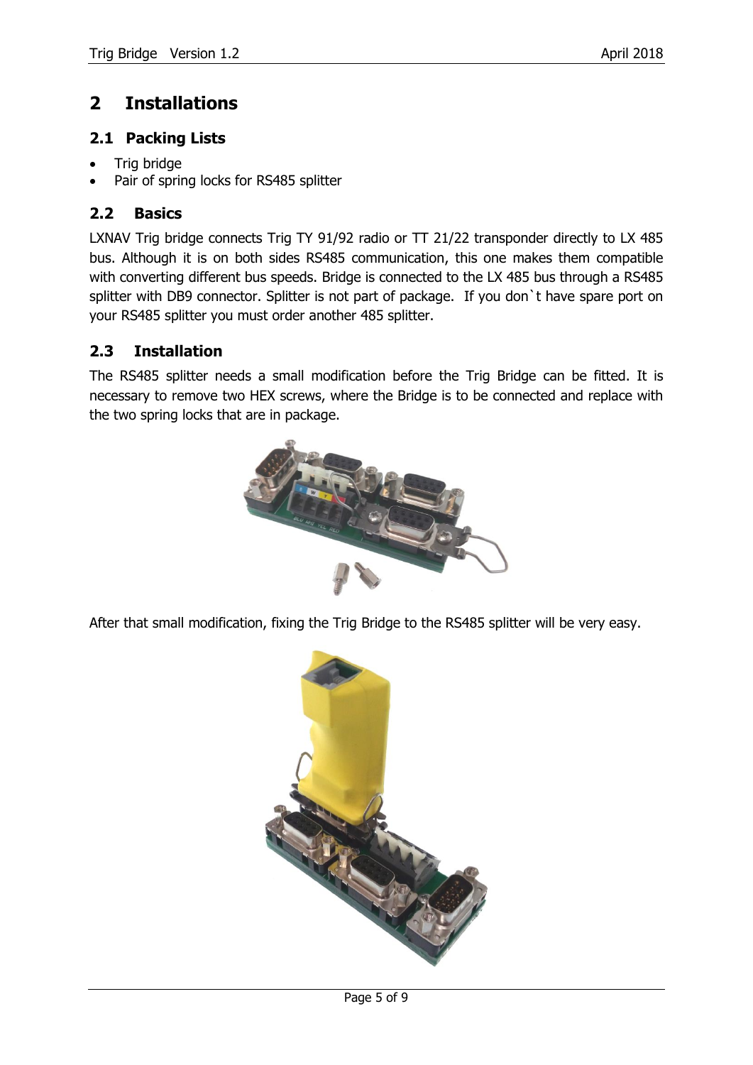# 2 Installations

## 2.1 Packing Lists

- Trig bridge
- Pair of spring locks for RS485 splitter

## 2.2 Basics

LXNAV Trig bridge connects Trig TY 91/92 radio or TT 21/22 transponder directly to LX 485 bus. Although it is on both sides RS485 communication, this one makes them compatible with converting different bus speeds. Bridge is connected to the LX 485 bus through a RS485 splitter with DB9 connector. Splitter is not part of package. If you don`t have spare port on your RS485 splitter you must order another 485 splitter.

## 2.3 Installation

The RS485 splitter needs a small modification before the Trig Bridge can be fitted. It is necessary to remove two HEX screws, where the Bridge is to be connected and replace with the two spring locks that are in package.

After that small modification, fixing the Trig Bridge to the RS485 splitter will be very easy.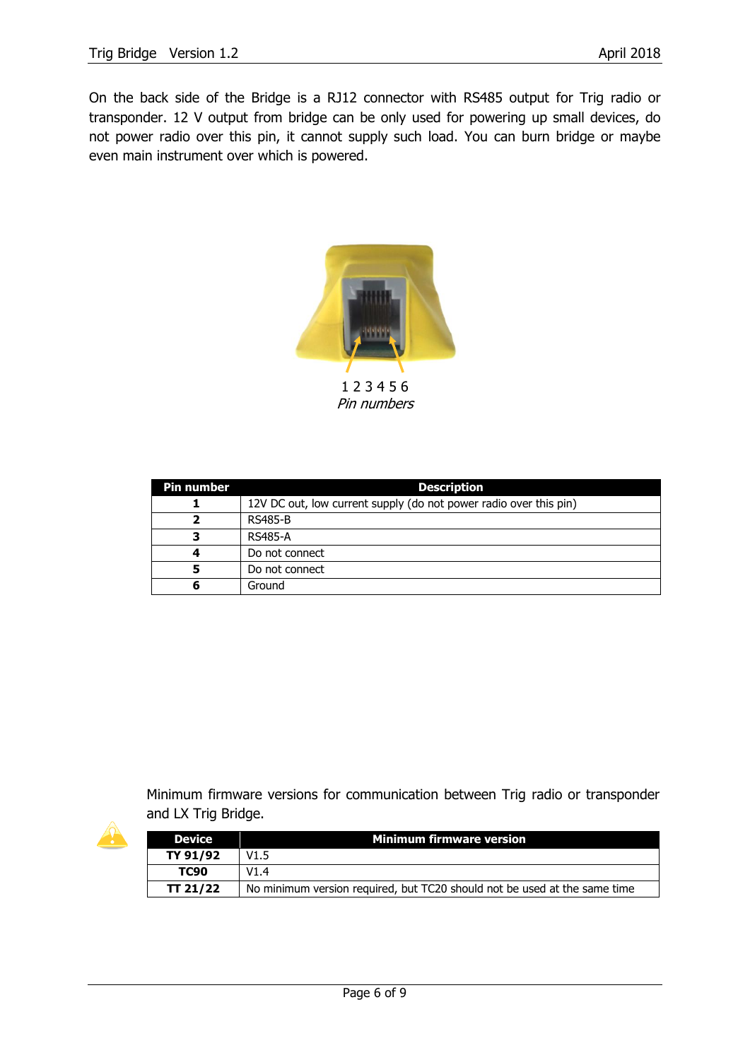On the back side of the Bridge is a RJ12 connector with RS485 output for Trig radio or transponder. 12 V output from bridge can be only used for powering up small devices, do not power radio over this pin, it cannot supply such load. You can burn bridge or maybe even main instrument over which is powered.

1 2 3 4 5 6

*Pin numbers*

| Pin number | Description |
|---|---|
| **1** | 12V DC out, low current supply (do not power radio over this pin) |
| **2** | RS485-B |
| **3** | RS485-A |
| **4** | Do not connect |
| **5** | Do not connect |
| **6** | Ground |

Minimum firmware versions for communication between Trig radio or transponder and LX Trig Bridge.

| Device | Minimum firmware version |
|---|---|
| **TY 91/92** | V1.5 |
| **TC90** | V1.4 |
| **TT 21/22** | No minimum version required, but TC20 should not be used at the same time |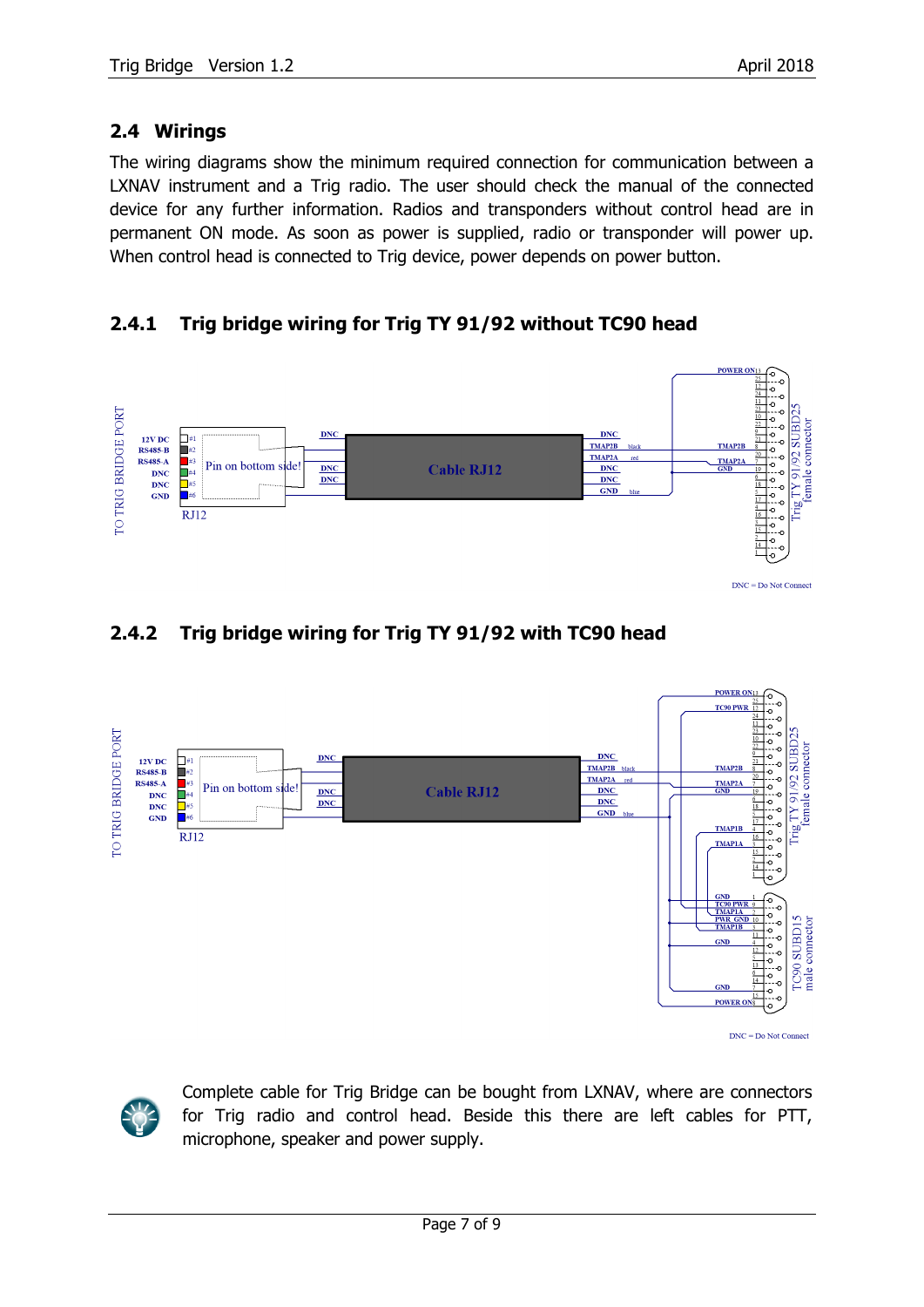## 2.4 Wirings

The wiring diagrams show the minimum required connection for communication between a LXNAV instrument and a Trig radio. The user should check the manual of the connected device for any further information. Radios and transponders without control head are in permanent ON mode. As soon as power is supplied, radio or transponder will power up. When control head is connected to Trig device, power depends on power button.

### 2.4.1 Trig bridge wiring for Trig TY 91/92 without TC90 head

TO TRIG BRIDGE PORT

| RJ12 pin | Signal | Cable RJ12 | Trig TY 91/92 SUBD25 female connector |
|---|---|---|---|
| #1 | 12V DC | DNC | POWER ON 13 |
| #2 | RS485-B | TMAP2B (black) | TMAP2B 8 |
| #3 | RS485-A | TMAP2A (red) | TMAP2A 7 |
| #4 | DNC | DNC | |
| #5 | DNC | DNC | |
| #6 | GND | GND (blue) | GND 19 |

Pin on bottom side!

DNC = Do Not Connect

### 2.4.2 Trig bridge wiring for Trig TY 91/92 with TC90 head

TO TRIG BRIDGE PORT

| RJ12 pin | Signal | Cable RJ12 | Trig TY 91/92 SUBD25 female connector |
|---|---|---|---|
| #1 | 12V DC | DNC | |
| #2 | RS485-B | TMAP2B (black) | TMAP2B 8 |
| #3 | RS485-A | TMAP2A (red) | TMAP2A 7 |
| #4 | DNC | DNC | |
| #5 | DNC | DNC | |
| #6 | GND | GND (blue) | GND 19 |

Pin on bottom side!

| Trig TY 91/92 SUBD25 female connector | TC90 SUBD15 male connector |
|---|---|
| POWER ON 13 | POWER ON 8 |
| TC90 PWR 12 | TC90 PWR 9 |
| TMAP1B 4 | TMAP1B 3 |
| TMAP1A 3 | TMAP1A 2 |
| GND 19 | GND 1 |
| | PWR GND 10 |
| | GND 4 |
| | GND 7 |

DNC = Do Not Connect

Complete cable for Trig Bridge can be bought from LXNAV, where are connectors for Trig radio and control head. Beside this there are left cables for PTT, microphone, speaker and power supply.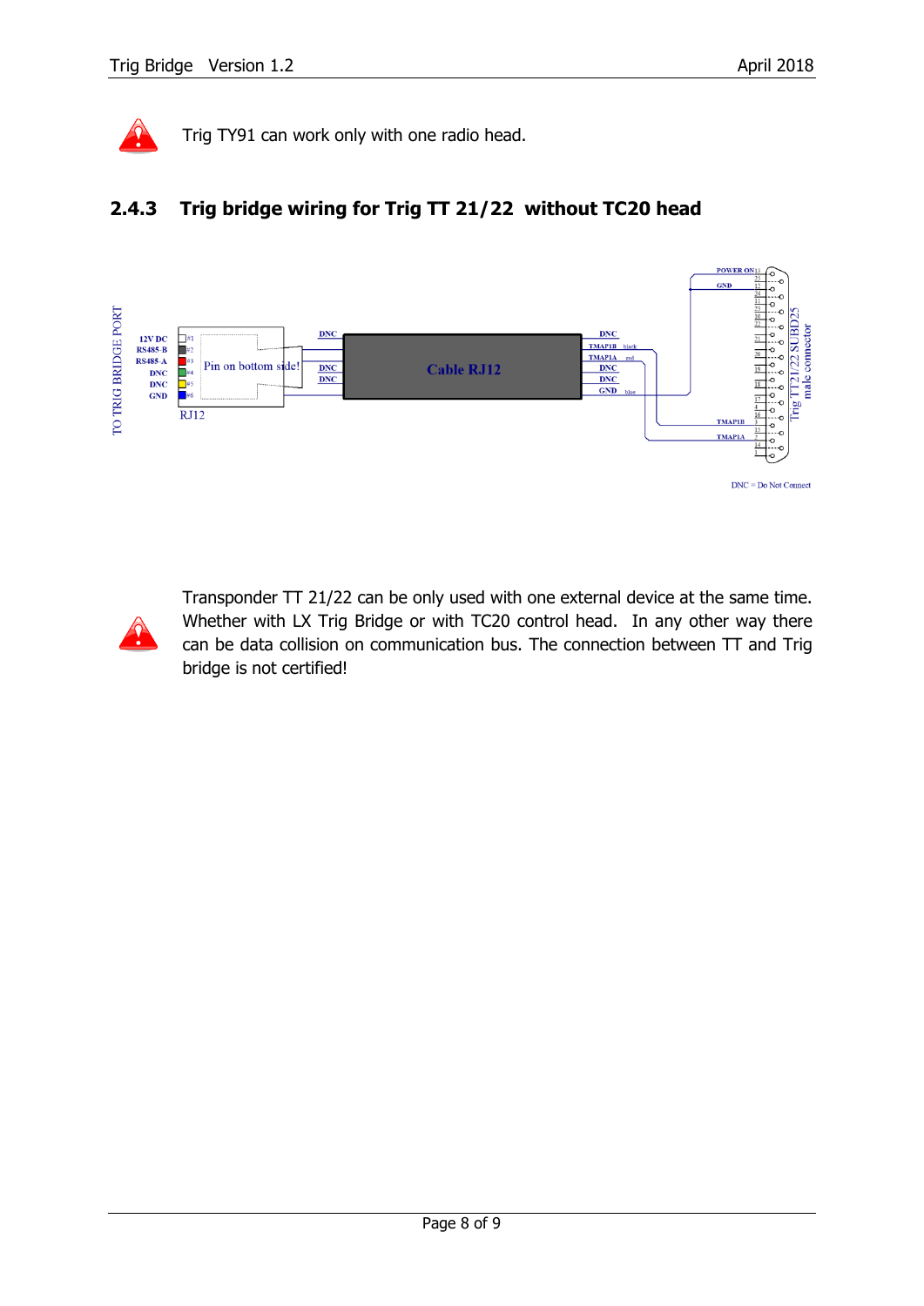Trig TY91 can work only with one radio head.

### 2.4.3 Trig bridge wiring for Trig TT 21/22 without TC20 head

TO TRIG BRIDGE PORT

12V DC
RS485-B
RS485-A
DNC
DNC
GND

#1
#2
#3
#4
#5
#6

RJ12

Pin on bottom side!

DNC
DNC
DNC

Cable RJ12

DNC
TMAP1B black
TMAP1A red
DNC
DNC
GND blue

POWER ON 13
GND 12

TMAP1B 3
TMAP1A 2

Trig TT21/22 SUBD25 male connector

DNC = Do Not Connect

Transponder TT 21/22 can be only used with one external device at the same time. Whether with LX Trig Bridge or with TC20 control head. In any other way there can be data collision on communication bus. The connection between TT and Trig bridge is not certified!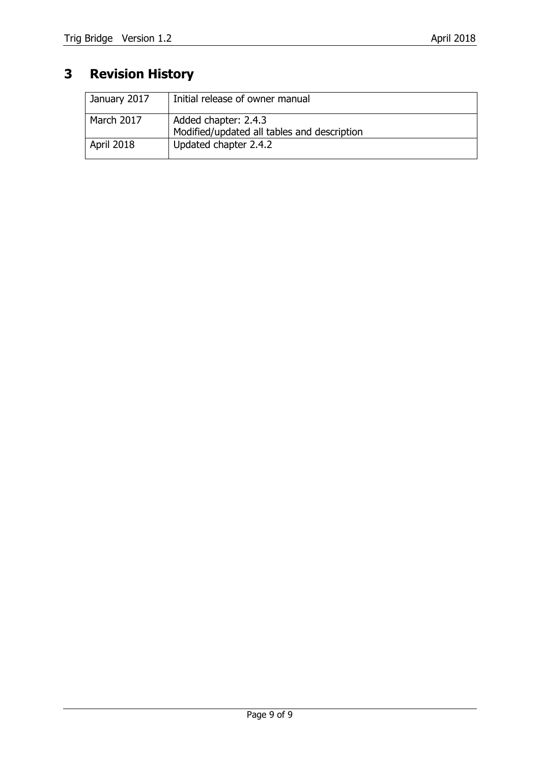# 3 Revision History

| | |
|---|---|
| January 2017 | Initial release of owner manual |
| March 2017 | Added chapter: 2.4.3<br>Modified/updated all tables and description |
| April 2018 | Updated chapter 2.4.2 |